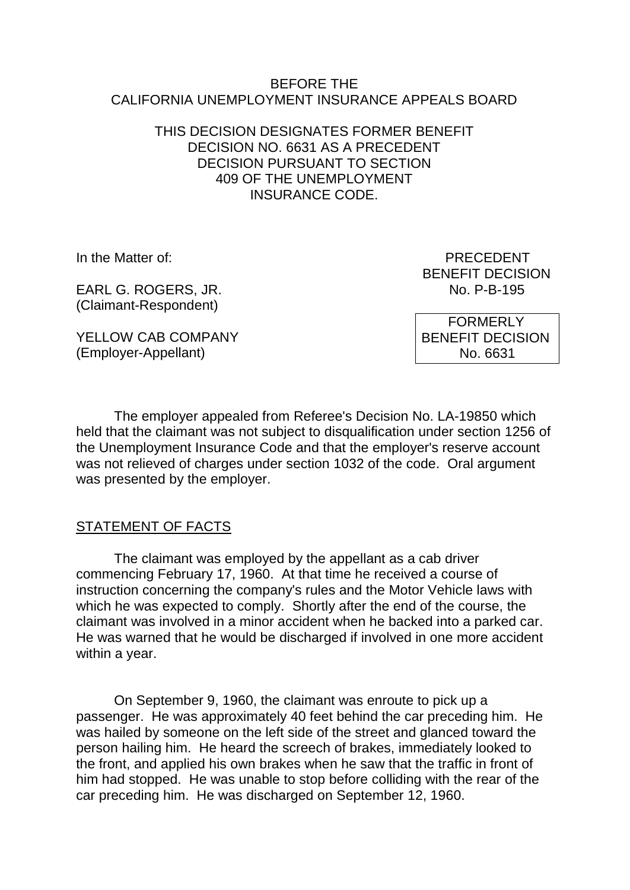BEFORE THE
CALIFORNIA UNEMPLOYMENT INSURANCE APPEALS BOARD

THIS DECISION DESIGNATES FORMER BENEFIT DECISION NO. 6631 AS A PRECEDENT DECISION PURSUANT TO SECTION 409 OF THE UNEMPLOYMENT INSURANCE CODE.

In the Matter of:

EARL G. ROGERS, JR.
(Claimant-Respondent)

YELLOW CAB COMPANY
(Employer-Appellant)

PRECEDENT
BENEFIT DECISION
No. P-B-195

FORMERLY
BENEFIT DECISION
No. 6631

The employer appealed from Referee's Decision No. LA-19850 which held that the claimant was not subject to disqualification under section 1256 of the Unemployment Insurance Code and that the employer's reserve account was not relieved of charges under section 1032 of the code. Oral argument was presented by the employer.

STATEMENT OF FACTS

The claimant was employed by the appellant as a cab driver commencing February 17, 1960. At that time he received a course of instruction concerning the company's rules and the Motor Vehicle laws with which he was expected to comply. Shortly after the end of the course, the claimant was involved in a minor accident when he backed into a parked car. He was warned that he would be discharged if involved in one more accident within a year.

On September 9, 1960, the claimant was enroute to pick up a passenger. He was approximately 40 feet behind the car preceding him. He was hailed by someone on the left side of the street and glanced toward the person hailing him. He heard the screech of brakes, immediately looked to the front, and applied his own brakes when he saw that the traffic in front of him had stopped. He was unable to stop before colliding with the rear of the car preceding him. He was discharged on September 12, 1960.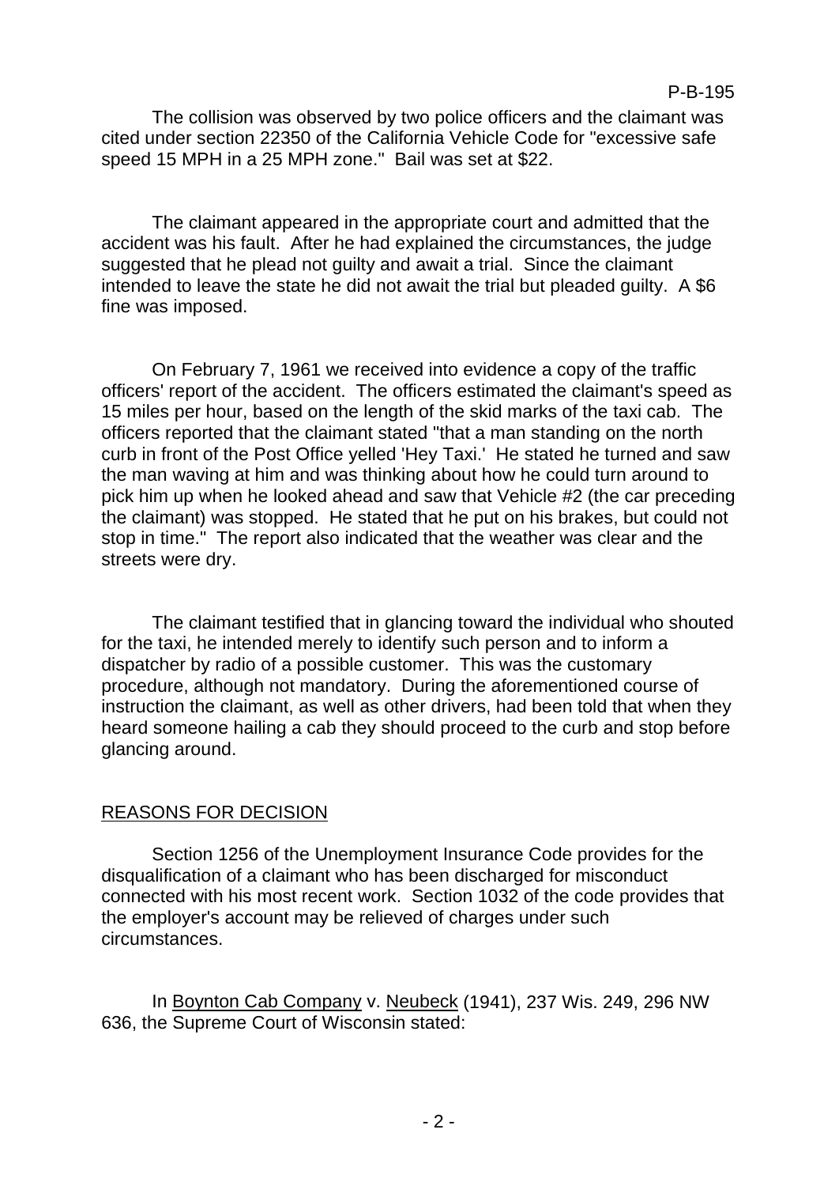The collision was observed by two police officers and the claimant was cited under section 22350 of the California Vehicle Code for "excessive safe speed 15 MPH in a 25 MPH zone." Bail was set at $22.

The claimant appeared in the appropriate court and admitted that the accident was his fault. After he had explained the circumstances, the judge suggested that he plead not guilty and await a trial. Since the claimant intended to leave the state he did not await the trial but pleaded guilty. A $6 fine was imposed.

On February 7, 1961 we received into evidence a copy of the traffic officers' report of the accident. The officers estimated the claimant's speed as 15 miles per hour, based on the length of the skid marks of the taxi cab. The officers reported that the claimant stated "that a man standing on the north curb in front of the Post Office yelled 'Hey Taxi.' He stated he turned and saw the man waving at him and was thinking about how he could turn around to pick him up when he looked ahead and saw that Vehicle #2 (the car preceding the claimant) was stopped. He stated that he put on his brakes, but could not stop in time." The report also indicated that the weather was clear and the streets were dry.

The claimant testified that in glancing toward the individual who shouted for the taxi, he intended merely to identify such person and to inform a dispatcher by radio of a possible customer. This was the customary procedure, although not mandatory. During the aforementioned course of instruction the claimant, as well as other drivers, had been told that when they heard someone hailing a cab they should proceed to the curb and stop before glancing around.

## REASONS FOR DECISION

Section 1256 of the Unemployment Insurance Code provides for the disqualification of a claimant who has been discharged for misconduct connected with his most recent work. Section 1032 of the code provides that the employer's account may be relieved of charges under such circumstances.

In Boynton Cab Company v. Neubeck (1941), 237 Wis. 249, 296 NW 636, the Supreme Court of Wisconsin stated: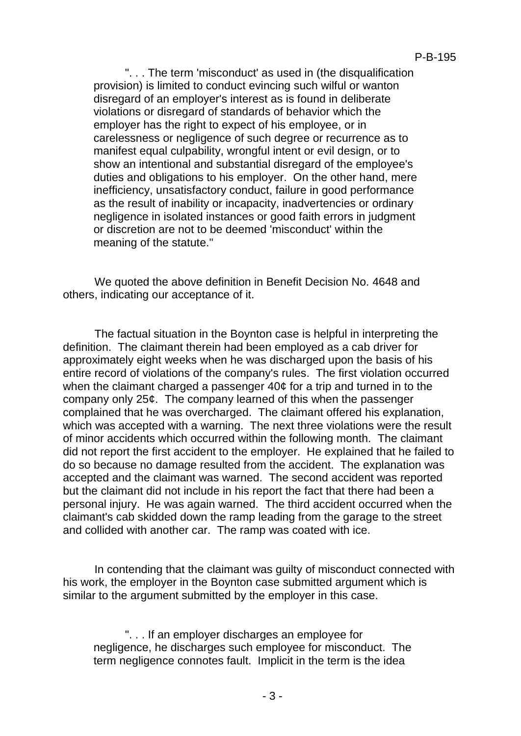> ". . . The term 'misconduct' as used in (the disqualification provision) is limited to conduct evincing such wilful or wanton disregard of an employer's interest as is found in deliberate violations or disregard of standards of behavior which the employer has the right to expect of his employee, or in carelessness or negligence of such degree or recurrence as to manifest equal culpability, wrongful intent or evil design, or to show an intentional and substantial disregard of the employee's duties and obligations to his employer. On the other hand, mere inefficiency, unsatisfactory conduct, failure in good performance as the result of inability or incapacity, inadvertencies or ordinary negligence in isolated instances or good faith errors in judgment or discretion are not to be deemed 'misconduct' within the meaning of the statute."

We quoted the above definition in Benefit Decision No. 4648 and others, indicating our acceptance of it.

The factual situation in the Boynton case is helpful in interpreting the definition. The claimant therein had been employed as a cab driver for approximately eight weeks when he was discharged upon the basis of his entire record of violations of the company's rules. The first violation occurred when the claimant charged a passenger 40¢ for a trip and turned in to the company only 25¢. The company learned of this when the passenger complained that he was overcharged. The claimant offered his explanation, which was accepted with a warning. The next three violations were the result of minor accidents which occurred within the following month. The claimant did not report the first accident to the employer. He explained that he failed to do so because no damage resulted from the accident. The explanation was accepted and the claimant was warned. The second accident was reported but the claimant did not include in his report the fact that there had been a personal injury. He was again warned. The third accident occurred when the claimant's cab skidded down the ramp leading from the garage to the street and collided with another car. The ramp was coated with ice.

In contending that the claimant was guilty of misconduct connected with his work, the employer in the Boynton case submitted argument which is similar to the argument submitted by the employer in this case.

> ". . . If an employer discharges an employee for negligence, he discharges such employee for misconduct. The term negligence connotes fault. Implicit in the term is the idea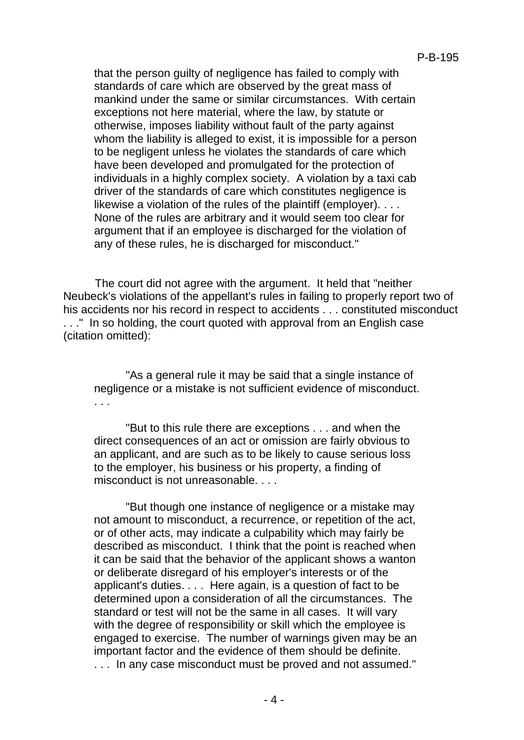> that the person guilty of negligence has failed to comply with standards of care which are observed by the great mass of mankind under the same or similar circumstances. With certain exceptions not here material, where the law, by statute or otherwise, imposes liability without fault of the party against whom the liability is alleged to exist, it is impossible for a person to be negligent unless he violates the standards of care which have been developed and promulgated for the protection of individuals in a highly complex society. A violation by a taxi cab driver of the standards of care which constitutes negligence is likewise a violation of the rules of the plaintiff (employer). . . . None of the rules are arbitrary and it would seem too clear for argument that if an employee is discharged for the violation of any of these rules, he is discharged for misconduct."

The court did not agree with the argument. It held that "neither Neubeck's violations of the appellant's rules in failing to properly report two of his accidents nor his record in respect to accidents . . . constituted misconduct . . ." In so holding, the court quoted with approval from an English case (citation omitted):

> "As a general rule it may be said that a single instance of negligence or a mistake is not sufficient evidence of misconduct. . . .
>
> "But to this rule there are exceptions . . . and when the direct consequences of an act or omission are fairly obvious to an applicant, and are such as to be likely to cause serious loss to the employer, his business or his property, a finding of misconduct is not unreasonable. . . .
>
> "But though one instance of negligence or a mistake may not amount to misconduct, a recurrence, or repetition of the act, or of other acts, may indicate a culpability which may fairly be described as misconduct. I think that the point is reached when it can be said that the behavior of the applicant shows a wanton or deliberate disregard of his employer's interests or of the applicant's duties. . . . Here again, is a question of fact to be determined upon a consideration of all the circumstances. The standard or test will not be the same in all cases. It will vary with the degree of responsibility or skill which the employee is engaged to exercise. The number of warnings given may be an important factor and the evidence of them should be definite. . . . In any case misconduct must be proved and not assumed."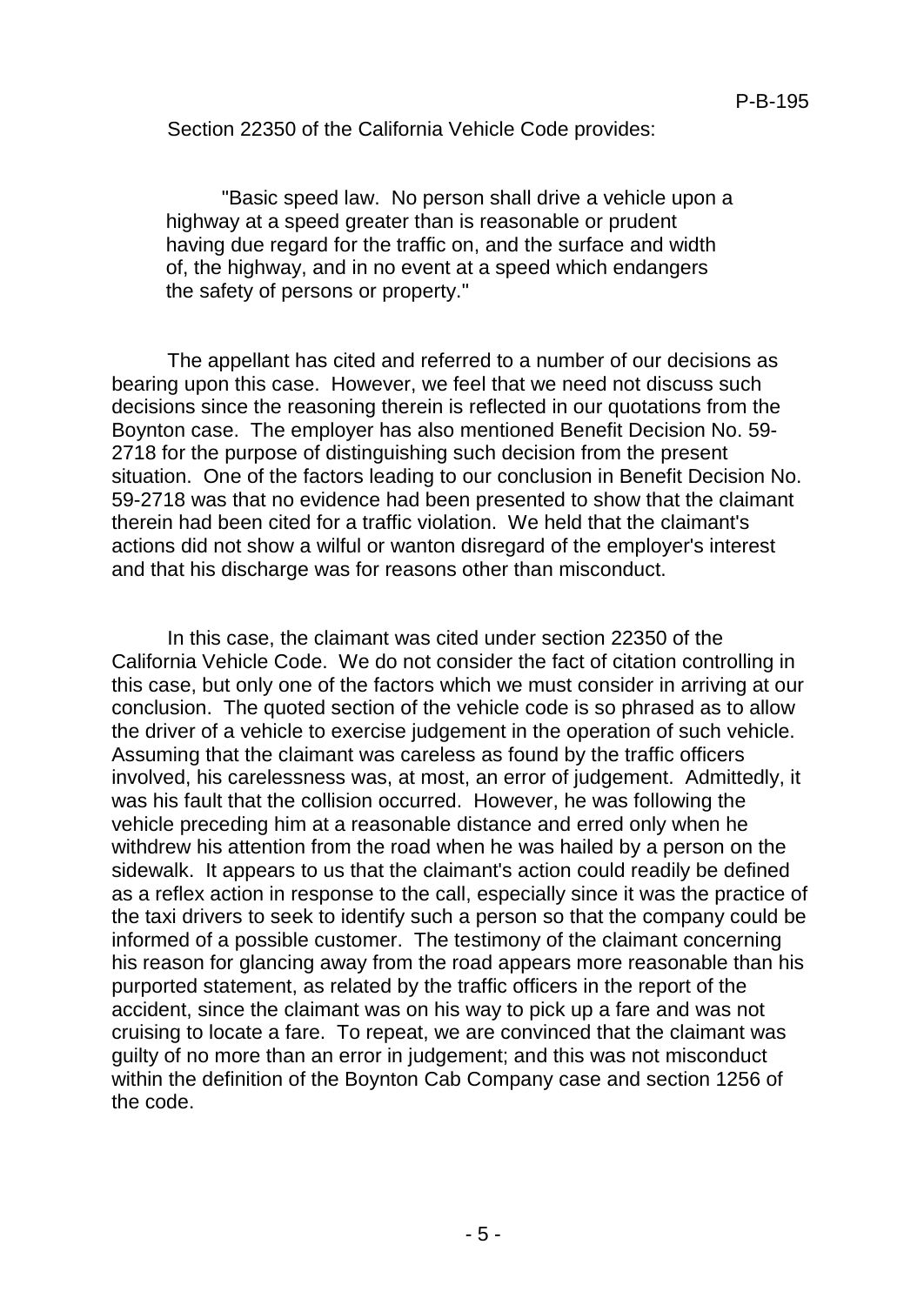Section 22350 of the California Vehicle Code provides:

> "Basic speed law. No person shall drive a vehicle upon a highway at a speed greater than is reasonable or prudent having due regard for the traffic on, and the surface and width of, the highway, and in no event at a speed which endangers the safety of persons or property."

The appellant has cited and referred to a number of our decisions as bearing upon this case. However, we feel that we need not discuss such decisions since the reasoning therein is reflected in our quotations from the Boynton case. The employer has also mentioned Benefit Decision No. 59-2718 for the purpose of distinguishing such decision from the present situation. One of the factors leading to our conclusion in Benefit Decision No. 59-2718 was that no evidence had been presented to show that the claimant therein had been cited for a traffic violation. We held that the claimant's actions did not show a wilful or wanton disregard of the employer's interest and that his discharge was for reasons other than misconduct.

In this case, the claimant was cited under section 22350 of the California Vehicle Code. We do not consider the fact of citation controlling in this case, but only one of the factors which we must consider in arriving at our conclusion. The quoted section of the vehicle code is so phrased as to allow the driver of a vehicle to exercise judgement in the operation of such vehicle. Assuming that the claimant was careless as found by the traffic officers involved, his carelessness was, at most, an error of judgement. Admittedly, it was his fault that the collision occurred. However, he was following the vehicle preceding him at a reasonable distance and erred only when he withdrew his attention from the road when he was hailed by a person on the sidewalk. It appears to us that the claimant's action could readily be defined as a reflex action in response to the call, especially since it was the practice of the taxi drivers to seek to identify such a person so that the company could be informed of a possible customer. The testimony of the claimant concerning his reason for glancing away from the road appears more reasonable than his purported statement, as related by the traffic officers in the report of the accident, since the claimant was on his way to pick up a fare and was not cruising to locate a fare. To repeat, we are convinced that the claimant was guilty of no more than an error in judgement; and this was not misconduct within the definition of the Boynton Cab Company case and section 1256 of the code.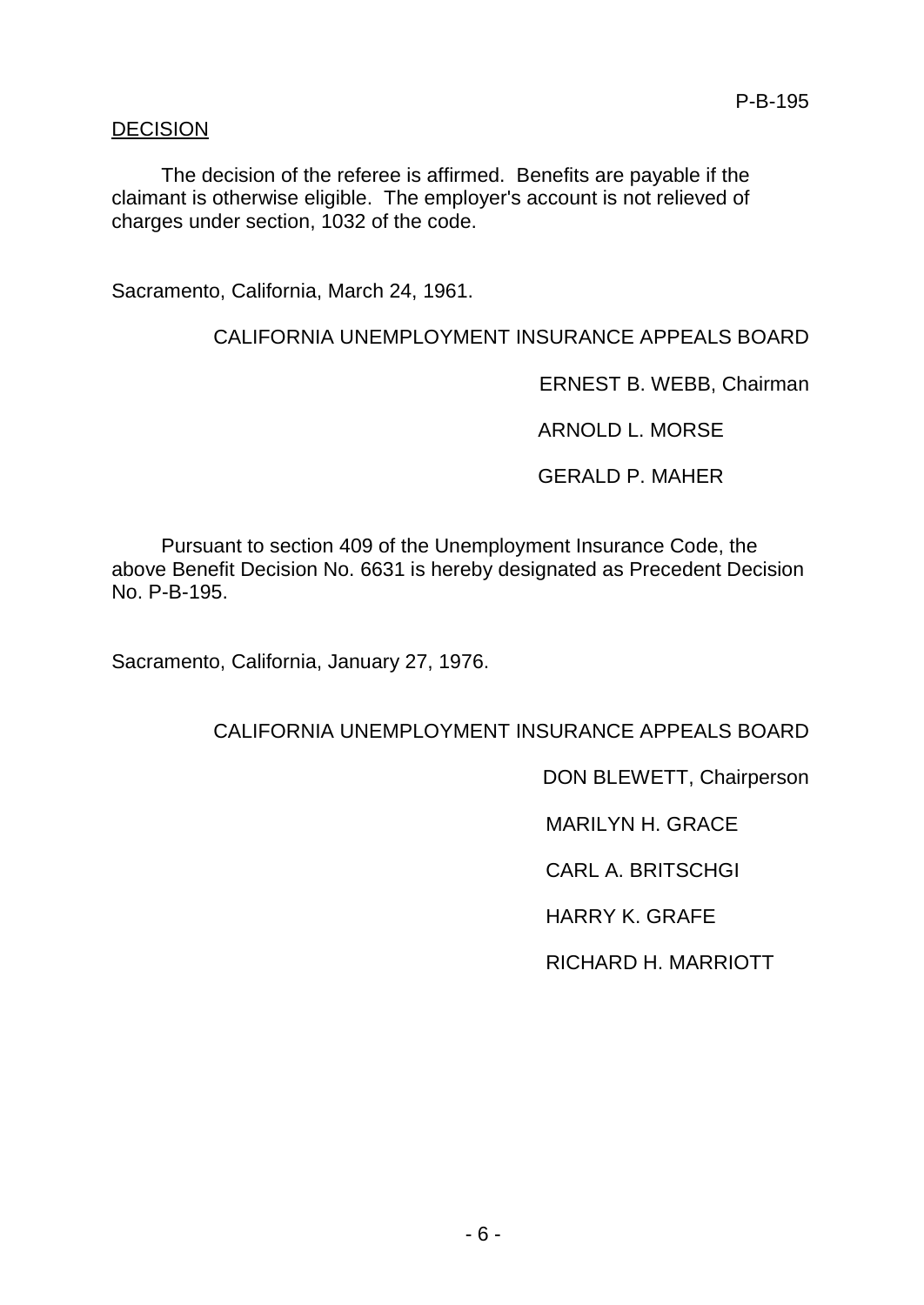## DECISION

The decision of the referee is affirmed. Benefits are payable if the claimant is otherwise eligible. The employer's account is not relieved of charges under section, 1032 of the code.

Sacramento, California, March 24, 1961.

CALIFORNIA UNEMPLOYMENT INSURANCE APPEALS BOARD

ERNEST B. WEBB, Chairman

ARNOLD L. MORSE

GERALD P. MAHER

Pursuant to section 409 of the Unemployment Insurance Code, the above Benefit Decision No. 6631 is hereby designated as Precedent Decision No. P-B-195.

Sacramento, California, January 27, 1976.

CALIFORNIA UNEMPLOYMENT INSURANCE APPEALS BOARD

DON BLEWETT, Chairperson

MARILYN H. GRACE

CARL A. BRITSCHGI

HARRY K. GRAFE

RICHARD H. MARRIOTT